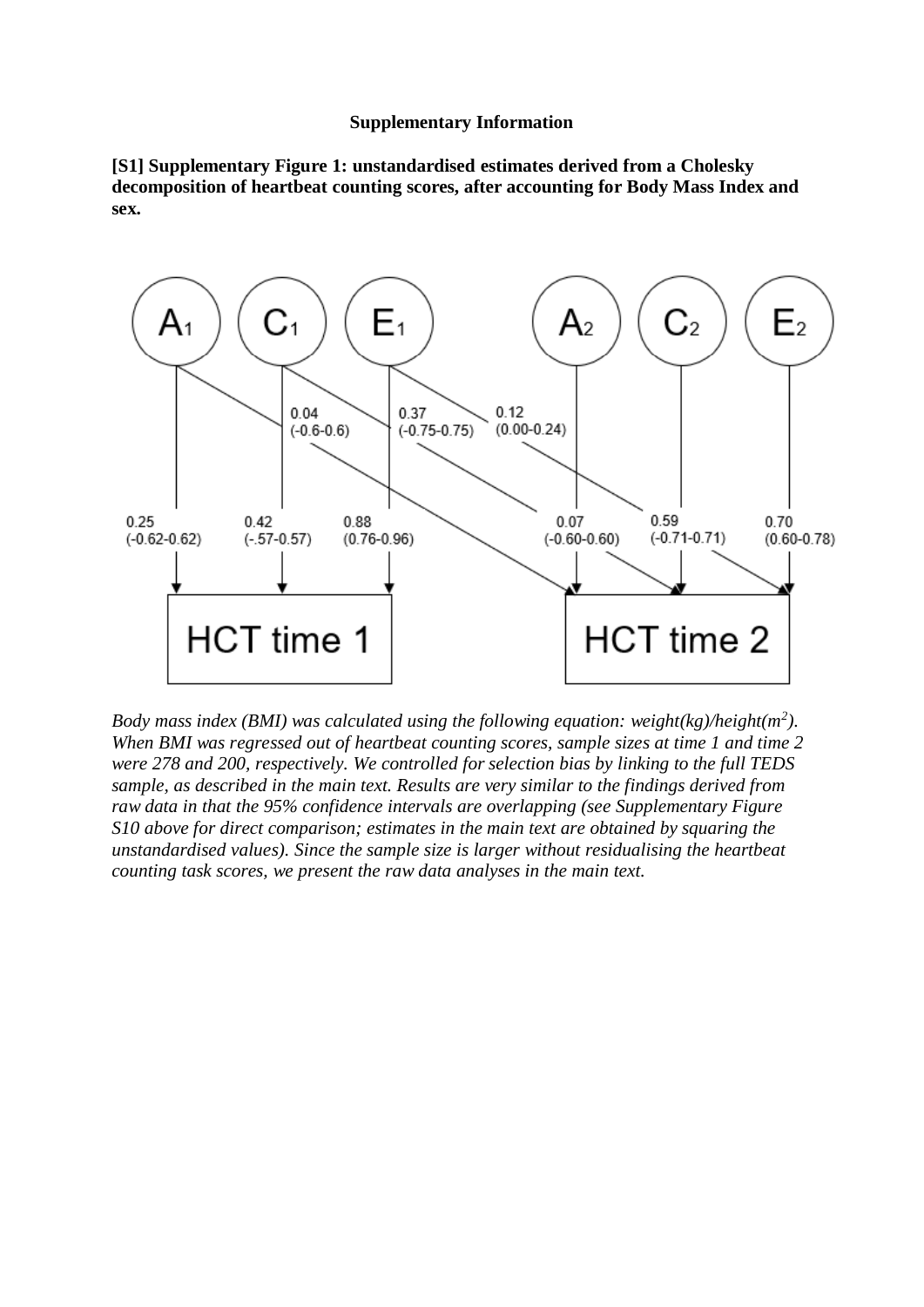**Supplementary Information**

**[S1] Supplementary Figure 1: unstandardised estimates derived from a Cholesky decomposition of heartbeat counting scores, after accounting for Body Mass Index and sex.**

*Body mass index (BMI) was calculated using the following equation: weight(kg)/height($m^2$). When BMI was regressed out of heartbeat counting scores, sample sizes at time 1 and time 2 were 278 and 200, respectively. We controlled for selection bias by linking to the full TEDS sample, as described in the main text. Results are very similar to the findings derived from raw data in that the 95% confidence intervals are overlapping (see Supplementary Figure S10 above for direct comparison; estimates in the main text are obtained by squaring the unstandardised values). Since the sample size is larger without residualising the heartbeat counting task scores, we present the raw data analyses in the main text.*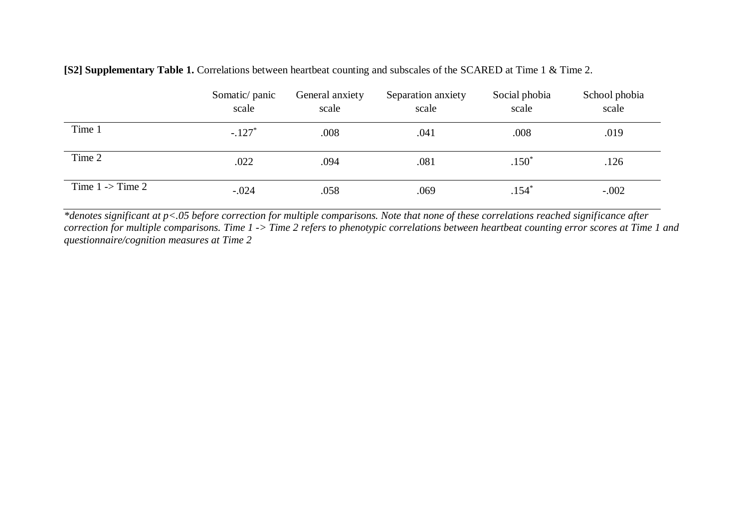**[S2] Supplementary Table 1.** Correlations between heartbeat counting and subscales of the SCARED at Time 1 & Time 2.

| | Somatic/ panic scale | General anxiety scale | Separation anxiety scale | Social phobia scale | School phobia scale |
|---|---|---|---|---|---|
| Time 1 | -.127* | .008 | .041 | .008 | .019 |
| Time 2 | .022 | .094 | .081 | .150* | .126 |
| Time 1 -> Time 2 | -.024 | .058 | .069 | .154* | -.002 |

*\*denotes significant at $p<.05$ before correction for multiple comparisons. Note that none of these correlations reached significance after correction for multiple comparisons. Time 1 -> Time 2 refers to phenotypic correlations between heartbeat counting error scores at Time 1 and questionnaire/cognition measures at Time 2*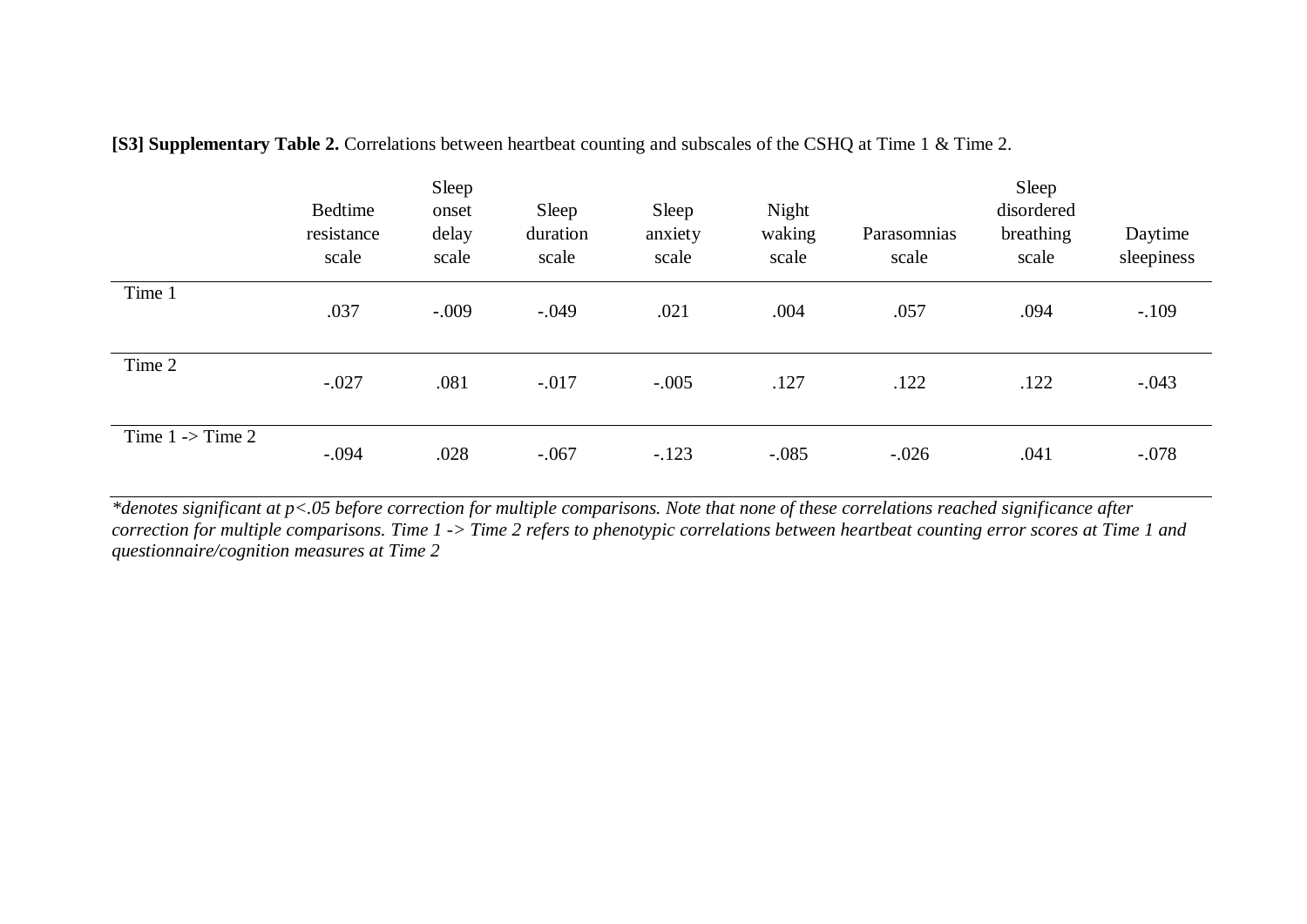**[S3] Supplementary Table 2.** Correlations between heartbeat counting and subscales of the CSHQ at Time 1 & Time 2.

| | Bedtime resistance scale | Sleep onset delay scale | Sleep duration scale | Sleep anxiety scale | Night waking scale | Parasomnias scale | Sleep disordered breathing scale | Daytime sleepiness |
|---|---|---|---|---|---|---|---|---|
| Time 1 | .037 | -.009 | -.049 | .021 | .004 | .057 | .094 | -.109 |
| Time 2 | -.027 | .081 | -.017 | -.005 | .127 | .122 | .122 | -.043 |
| Time 1 -> Time 2 | -.094 | .028 | -.067 | -.123 | -.085 | -.026 | .041 | -.078 |

*\*denotes significant at p<.05 before correction for multiple comparisons. Note that none of these correlations reached significance after correction for multiple comparisons. Time 1 -> Time 2 refers to phenotypic correlations between heartbeat counting error scores at Time 1 and questionnaire/cognition measures at Time 2*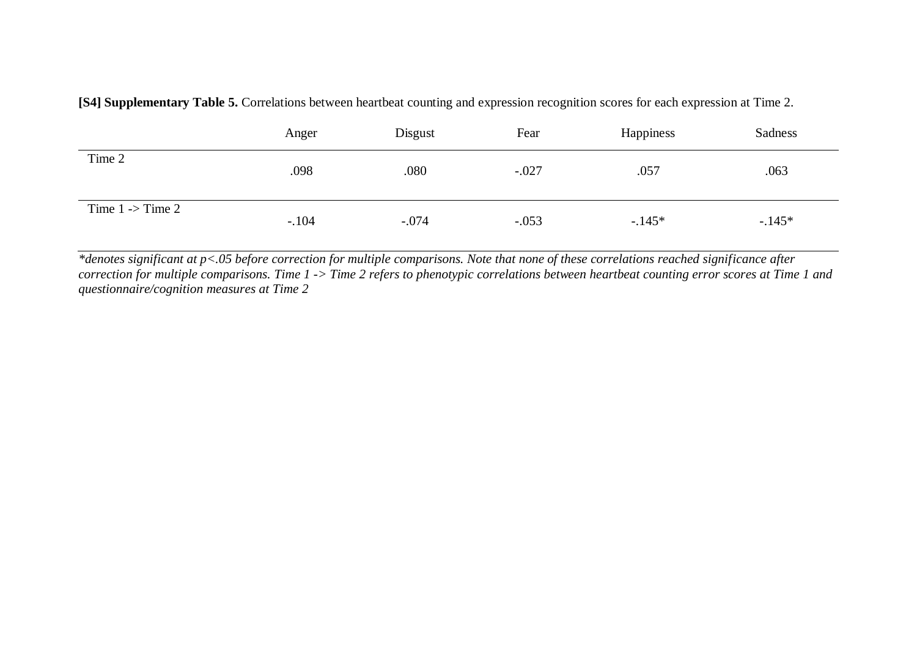**[S4] Supplementary Table 5.** Correlations between heartbeat counting and expression recognition scores for each expression at Time 2.

| | Anger | Disgust | Fear | Happiness | Sadness |
|---|---|---|---|---|---|
| Time 2 | .098 | .080 | -.027 | .057 | .063 |
| Time 1 -> Time 2 | -.104 | -.074 | -.053 | -.145* | -.145* |

*\*denotes significant at p<.05 before correction for multiple comparisons. Note that none of these correlations reached significance after correction for multiple comparisons. Time 1 -> Time 2 refers to phenotypic correlations between heartbeat counting error scores at Time 1 and questionnaire/cognition measures at Time 2*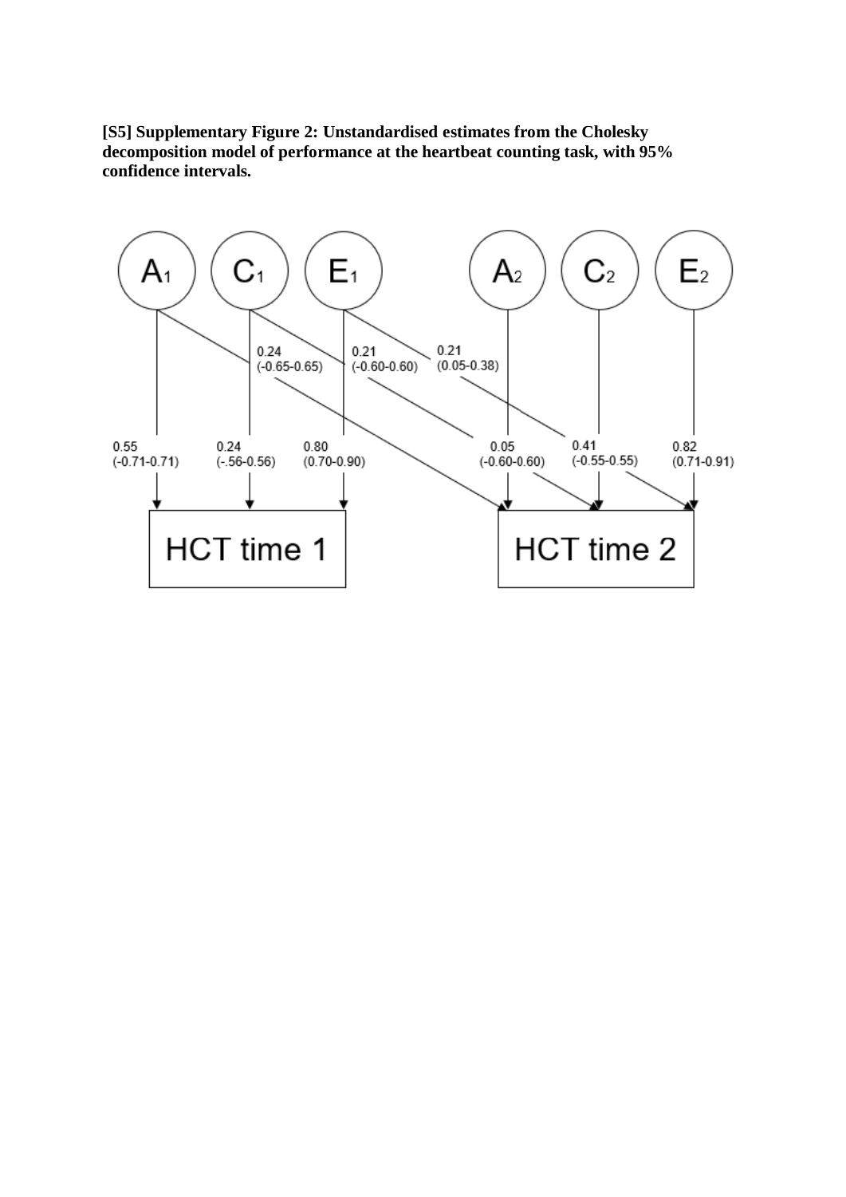**[S5] Supplementary Figure 2: Unstandardised estimates from the Cholesky decomposition model of performance at the heartbeat counting task, with 95% confidence intervals.**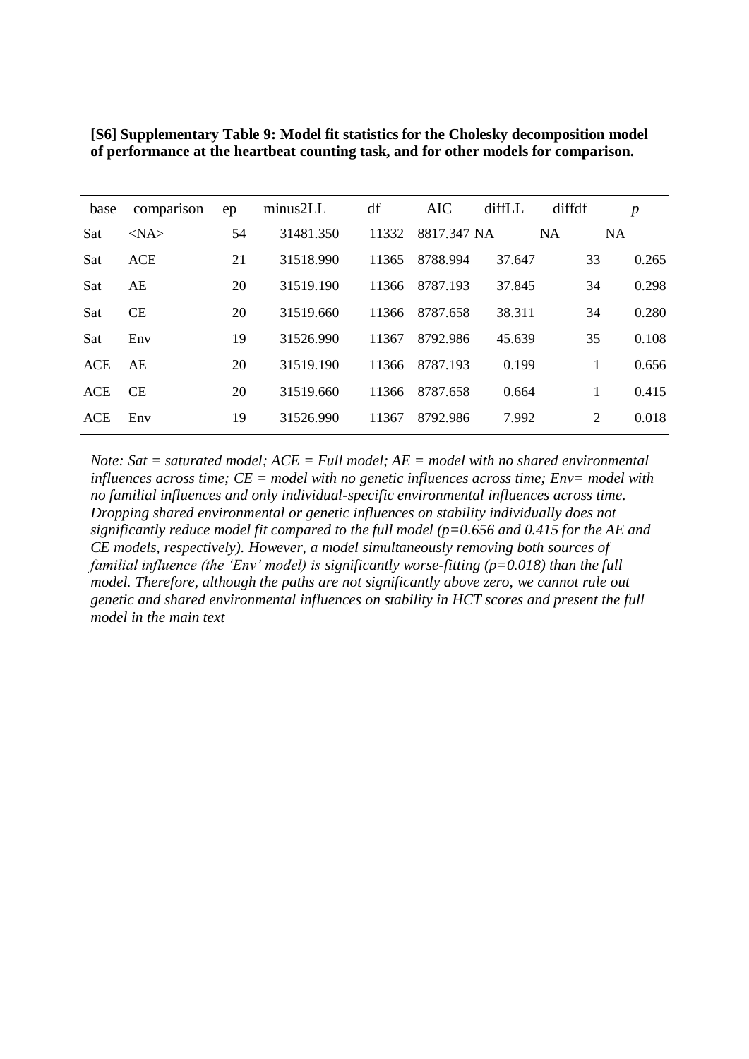**[S6] Supplementary Table 9: Model fit statistics for the Cholesky decomposition model of performance at the heartbeat counting task, and for other models for comparison.**

| base | comparison | ep | minus2LL | df | AIC | diffLL | diffdf | *p* |
|---|---|---|---|---|---|---|---|---|
| Sat | <NA> | 54 | 31481.350 | 11332 | 8817.347 | NA | NA | NA |
| Sat | ACE | 21 | 31518.990 | 11365 | 8788.994 | 37.647 | 33 | 0.265 |
| Sat | AE | 20 | 31519.190 | 11366 | 8787.193 | 37.845 | 34 | 0.298 |
| Sat | CE | 20 | 31519.660 | 11366 | 8787.658 | 38.311 | 34 | 0.280 |
| Sat | Env | 19 | 31526.990 | 11367 | 8792.986 | 45.639 | 35 | 0.108 |
| ACE | AE | 20 | 31519.190 | 11366 | 8787.193 | 0.199 | 1 | 0.656 |
| ACE | CE | 20 | 31519.660 | 11366 | 8787.658 | 0.664 | 1 | 0.415 |
| ACE | Env | 19 | 31526.990 | 11367 | 8792.986 | 7.992 | 2 | 0.018 |

*Note: Sat = saturated model; ACE = Full model; AE = model with no shared environmental influences across time; CE = model with no genetic influences across time; Env= model with no familial influences and only individual-specific environmental influences across time. Dropping shared environmental or genetic influences on stability individually does not significantly reduce model fit compared to the full model (p=0.656 and 0.415 for the AE and CE models, respectively). However, a model simultaneously removing both sources of familial influence (the 'Env' model) is significantly worse-fitting (p=0.018) than the full model. Therefore, although the paths are not significantly above zero, we cannot rule out genetic and shared environmental influences on stability in HCT scores and present the full model in the main text*